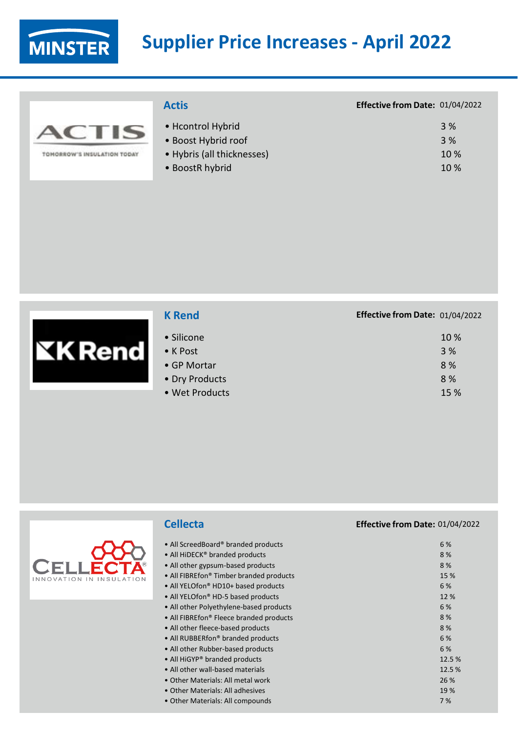# Supplier Price Increases - April 2022

## Actis

**Effective from Date:** 01/04/2022

| Product | Increase |
|---|---|
| • Hcontrol Hybrid | 3 % |
| • Boost Hybrid roof | 3 % |
| • Hybris (all thicknesses) | 10 % |
| • BoostR hybrid | 10 % |

## K Rend

**Effective from Date:** 01/04/2022

| Product | Increase |
|---|---|
| • Silicone | 10 % |
| • K Post | 3 % |
| • GP Mortar | 8 % |
| • Dry Products | 8 % |
| • Wet Products | 15 % |

## Cellecta

**Effective from Date:** 01/04/2022

| Product | Increase |
|---|---|
| • All ScreedBoard® branded products | 6 % |
| • All HiDECK® branded products | 8 % |
| • All other gypsum-based products | 8 % |
| • All FIBREfon® Timber branded products | 15 % |
| • All YELOfon® HD10+ based products | 6 % |
| • All YELOfon® HD-5 based products | 12 % |
| • All other Polyethylene-based products | 6 % |
| • All FIBREfon® Fleece branded products | 8 % |
| • All other fleece-based products | 8 % |
| • All RUBBERfon® branded products | 6 % |
| • All other Rubber-based products | 6 % |
| • All HiGYP® branded products | 12.5 % |
| • All other wall-based materials | 12.5 % |
| • Other Materials: All metal work | 26 % |
| • Other Materials: All adhesives | 19 % |
| • Other Materials: All compounds | 7 % |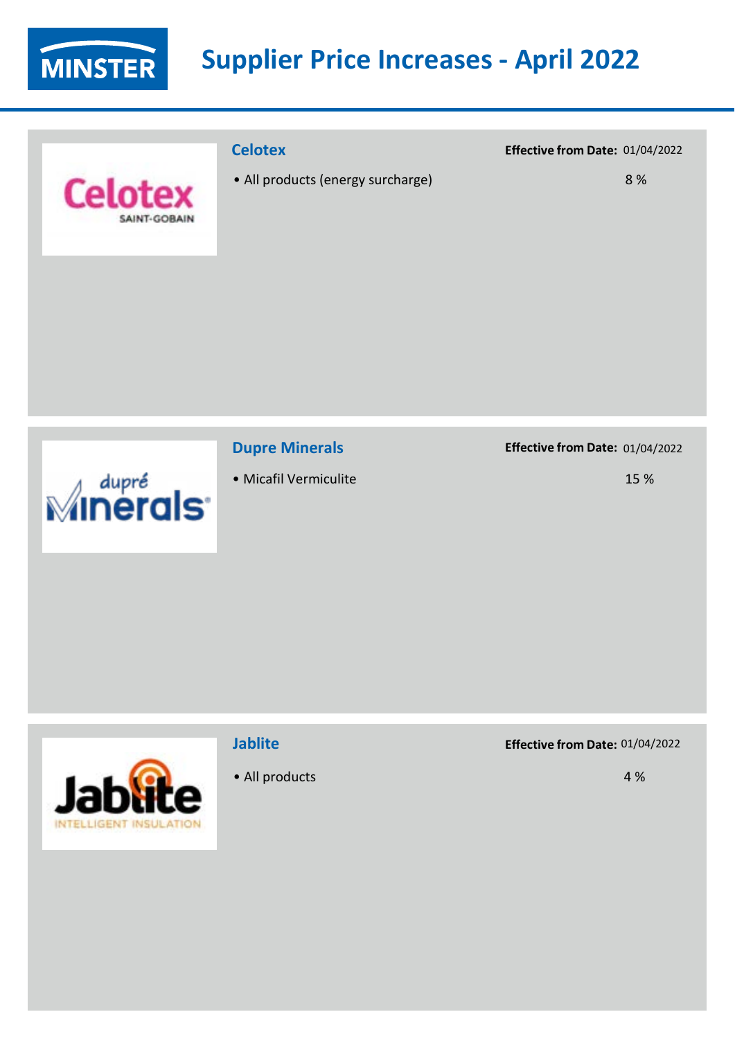# Supplier Price Increases - April 2022

## Celotex

**Effective from Date:** 01/04/2022

- All products (energy surcharge) — 8 %

## Dupre Minerals

**Effective from Date:** 01/04/2022

- Micafil Vermiculite — 15 %

## Jablite

**Effective from Date:** 01/04/2022

- All products — 4 %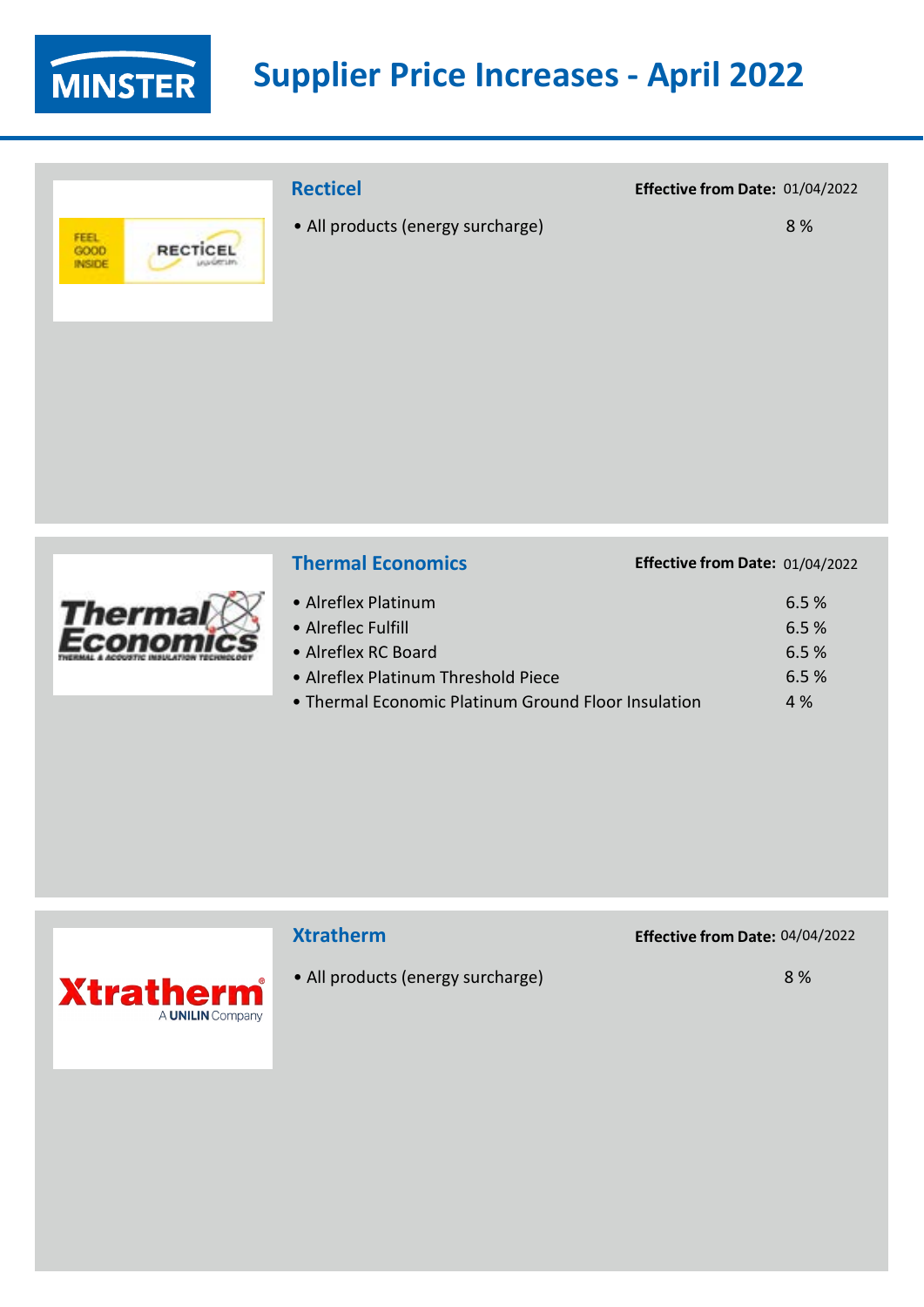# Supplier Price Increases - April 2022

## Recticel

**Effective from Date:** 01/04/2022

- All products (energy surcharge) — 8 %

## Thermal Economics

**Effective from Date:** 01/04/2022

| Product | Increase |
|---|---|
| • Alreflex Platinum | 6.5 % |
| • Alreflec Fulfill | 6.5 % |
| • Alreflex RC Board | 6.5 % |
| • Alreflex Platinum Threshold Piece | 6.5 % |
| • Thermal Economic Platinum Ground Floor Insulation | 4 % |

## Xtratherm

**Effective from Date:** 04/04/2022

- All products (energy surcharge) — 8 %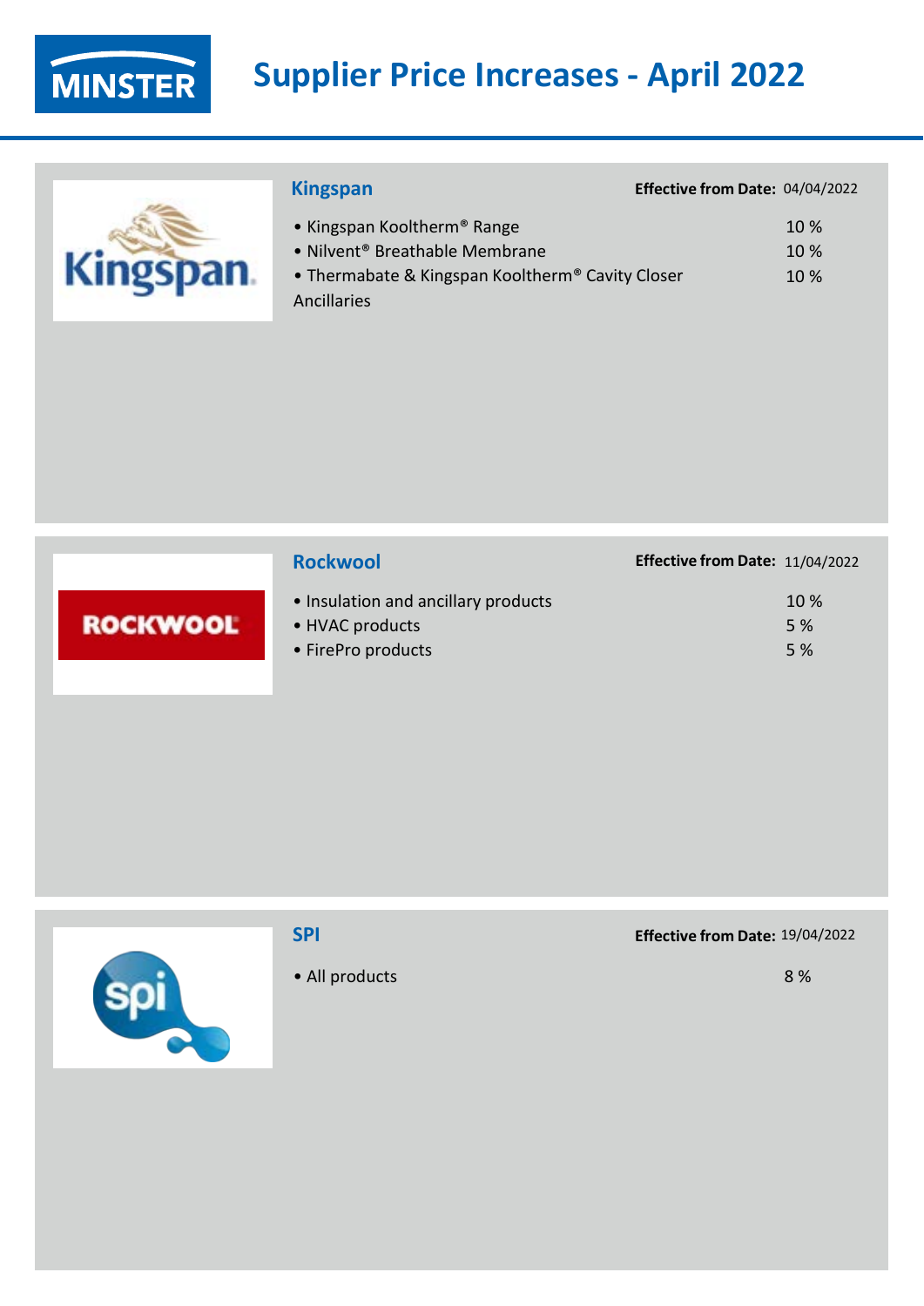# Supplier Price Increases - April 2022

## Kingspan

**Effective from Date:** 04/04/2022

| Product | Increase |
|---|---|
| • Kingspan Kooltherm® Range | 10 % |
| • Nilvent® Breathable Membrane | 10 % |
| • Thermabate & Kingspan Kooltherm® Cavity Closer Ancillaries | 10 % |

## Rockwool

**Effective from Date:** 11/04/2022

| Product | Increase |
|---|---|
| • Insulation and ancillary products | 10 % |
| • HVAC products | 5 % |
| • FirePro products | 5 % |

## SPI

**Effective from Date:** 19/04/2022

| Product | Increase |
|---|---|
| • All products | 8 % |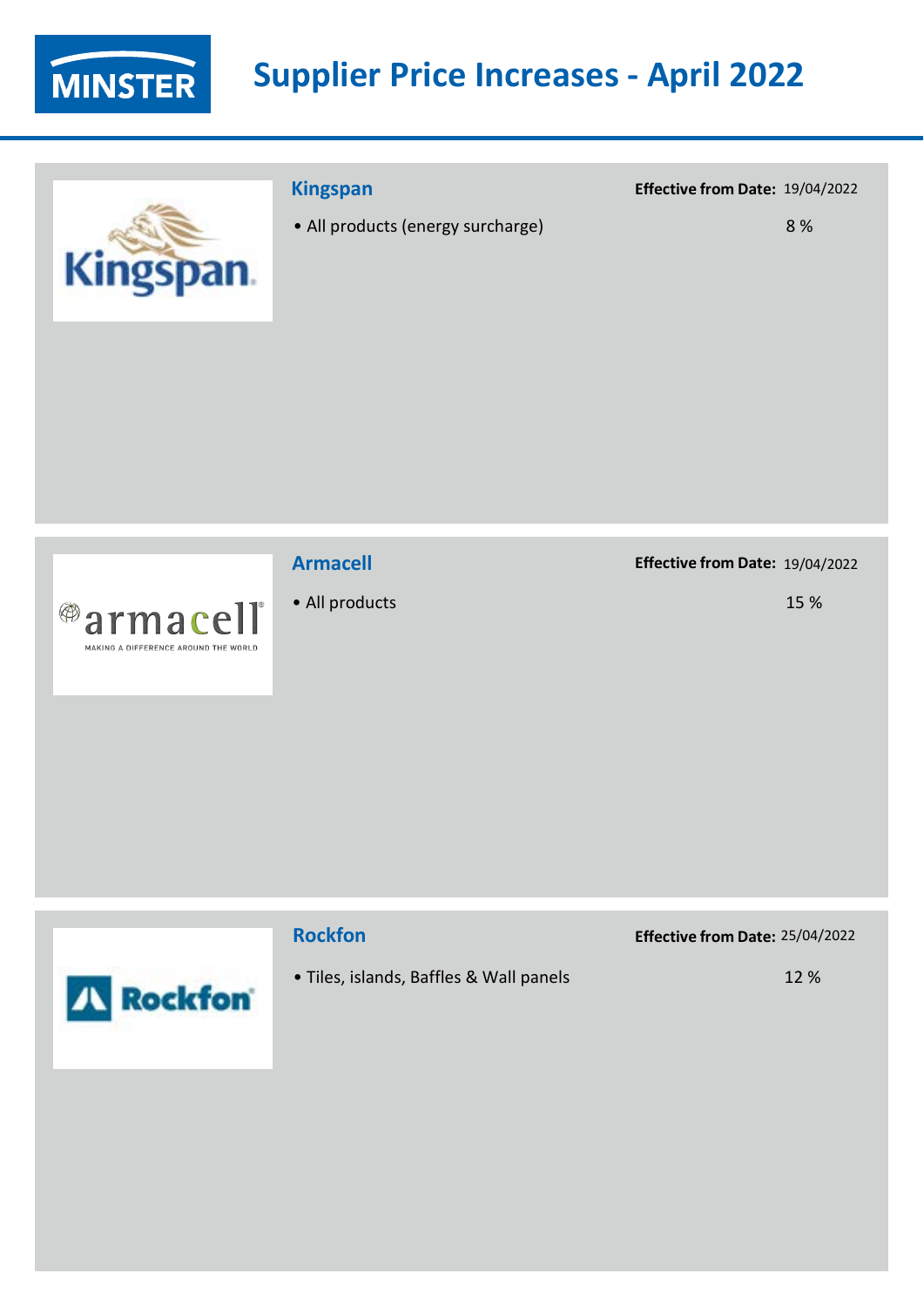# Supplier Price Increases - April 2022

## Kingspan

**Effective from Date:** 19/04/2022

- All products (energy surcharge) — 8 %

## Armacell

**Effective from Date:** 19/04/2022

- All products — 15 %

## Rockfon

**Effective from Date:** 25/04/2022

- Tiles, islands, Baffles & Wall panels — 12 %